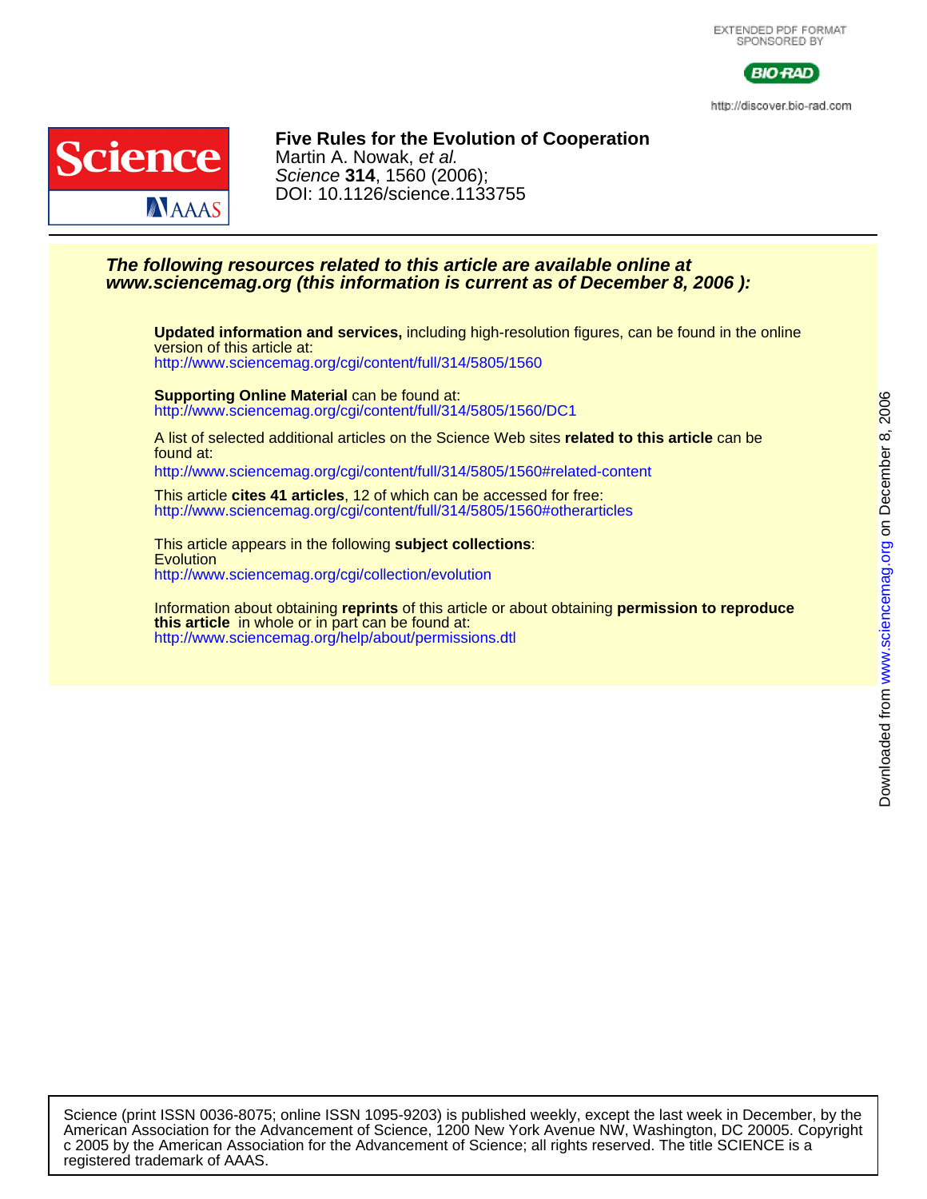EXTENDED PDF FORMAT
SPONSORED BY

BIO-RAD

http://discover.bio-rad.com

# Five Rules for the Evolution of Cooperation

Martin A. Nowak, *et al.*

*Science* **314**, 1560 (2006);

DOI: 10.1126/science.1133755

***The following resources related to this article are available online at www.sciencemag.org (this information is current as of December 8, 2006 ):***

**Updated information and services,** including high-resolution figures, can be found in the online version of this article at:
http://www.sciencemag.org/cgi/content/full/314/5805/1560

**Supporting Online Material** can be found at:
http://www.sciencemag.org/cgi/content/full/314/5805/1560/DC1

A list of selected additional articles on the Science Web sites **related to this article** can be found at:
http://www.sciencemag.org/cgi/content/full/314/5805/1560#related-content

This article **cites 41 articles**, 12 of which can be accessed for free:
http://www.sciencemag.org/cgi/content/full/314/5805/1560#otherarticles

This article appears in the following **subject collections**:
Evolution
http://www.sciencemag.org/cgi/collection/evolution

Information about obtaining **reprints** of this article or about obtaining **permission to reproduce this article** in whole or in part can be found at:
http://www.sciencemag.org/help/about/permissions.dtl

Downloaded from www.sciencemag.org on December 8, 2006

Science (print ISSN 0036-8075; online ISSN 1095-9203) is published weekly, except the last week in December, by the American Association for the Advancement of Science, 1200 New York Avenue NW, Washington, DC 20005. Copyright c 2005 by the American Association for the Advancement of Science; all rights reserved. The title SCIENCE is a registered trademark of AAAS.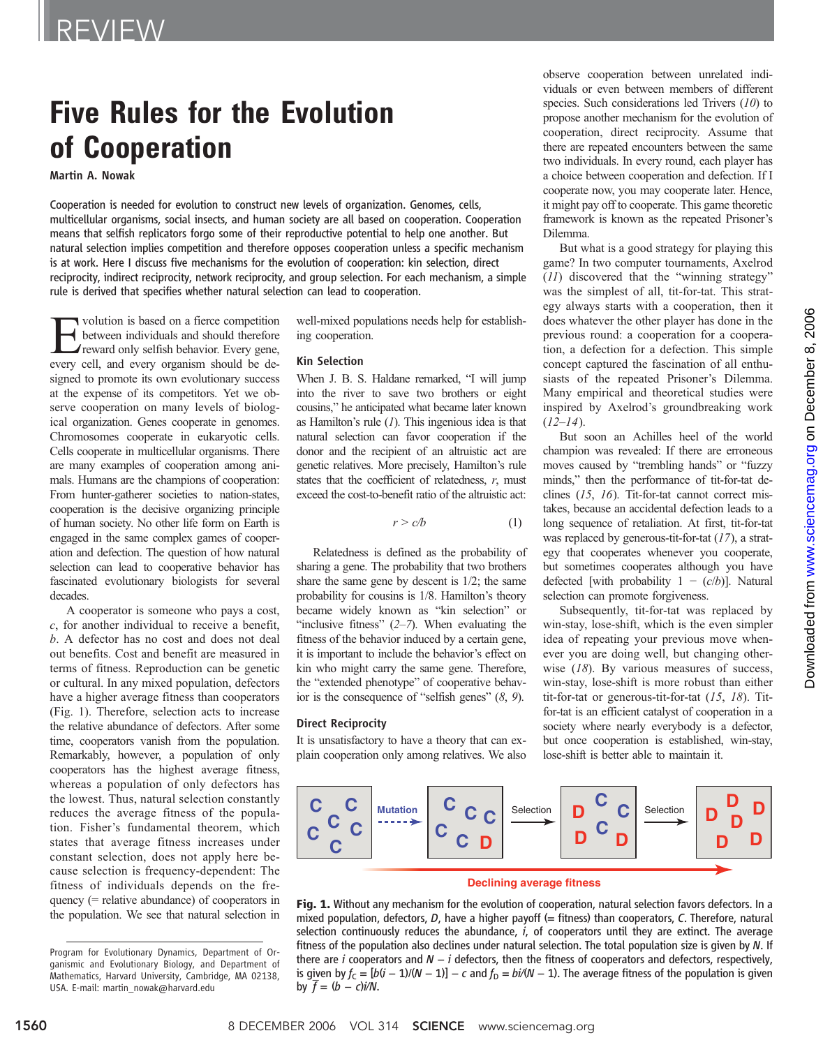# Five Rules for the Evolution of Cooperation

Martin A. Nowak

Cooperation is needed for evolution to construct new levels of organization. Genomes, cells, multicellular organisms, social insects, and human society are all based on cooperation. Cooperation means that selfish replicators forgo some of their reproductive potential to help one another. But natural selection implies competition and therefore opposes cooperation unless a specific mechanism is at work. Here I discuss five mechanisms for the evolution of cooperation: kin selection, direct reciprocity, indirect reciprocity, network reciprocity, and group selection. For each mechanism, a simple rule is derived that specifies whether natural selection can lead to cooperation.

Evolution is based on a fierce competition between individuals and should therefore reward only selfish behavior. Every gene, every cell, and every organism should be designed to promote its own evolutionary success at the expense of its competitors. Yet we observe cooperation on many levels of biological organization. Genes cooperate in genomes. Chromosomes cooperate in eukaryotic cells. Cells cooperate in multicellular organisms. There are many examples of cooperation among animals. Humans are the champions of cooperation: From hunter-gatherer societies to nation-states, cooperation is the decisive organizing principle of human society. No other life form on Earth is engaged in the same complex games of cooperation and defection. The question of how natural selection can lead to cooperative behavior has fascinated evolutionary biologists for several decades.

A cooperator is someone who pays a cost, $c$, for another individual to receive a benefit, $b$. A defector has no cost and does not deal out benefits. Cost and benefit are measured in terms of fitness. Reproduction can be genetic or cultural. In any mixed population, defectors have a higher average fitness than cooperators (Fig. 1). Therefore, selection acts to increase the relative abundance of defectors. After some time, cooperators vanish from the population. Remarkably, however, a population of only cooperators has the highest average fitness, whereas a population of only defectors has the lowest. Thus, natural selection constantly reduces the average fitness of the population. Fisher's fundamental theorem, which states that average fitness increases under constant selection, does not apply here because selection is frequency-dependent: The fitness of individuals depends on the frequency (= relative abundance) of cooperators in the population. We see that natural selection in well-mixed populations needs help for establishing cooperation.

## Kin Selection

When J. B. S. Haldane remarked, "I will jump into the river to save two brothers or eight cousins," he anticipated what became later known as Hamilton's rule (1). This ingenious idea is that natural selection can favor cooperation if the donor and the recipient of an altruistic act are genetic relatives. More precisely, Hamilton's rule states that the coefficient of relatedness, $r$, must exceed the cost-to-benefit ratio of the altruistic act:

$$r > c/b \qquad (1)$$

Relatedness is defined as the probability of sharing a gene. The probability that two brothers share the same gene by descent is 1/2; the same probability for cousins is 1/8. Hamilton's theory became widely known as "kin selection" or "inclusive fitness" (2–7). When evaluating the fitness of the behavior induced by a certain gene, it is important to include the behavior's effect on kin who might carry the same gene. Therefore, the "extended phenotype" of cooperative behavior is the consequence of "selfish genes" (8, 9).

## Direct Reciprocity

It is unsatisfactory to have a theory that can explain cooperation only among relatives. We also observe cooperation between unrelated individuals or even between members of different species. Such considerations led Trivers (10) to propose another mechanism for the evolution of cooperation, direct reciprocity. Assume that there are repeated encounters between the same two individuals. In every round, each player has a choice between cooperation and defection. If I cooperate now, you may cooperate later. Hence, it might pay off to cooperate. This game theoretic framework is known as the repeated Prisoner's Dilemma.

But what is a good strategy for playing this game? In two computer tournaments, Axelrod (11) discovered that the "winning strategy" was the simplest of all, tit-for-tat. This strategy always starts with a cooperation, then it does whatever the other player has done in the previous round: a cooperation for a cooperation, a defection for a defection. This simple concept captured the fascination of all enthusiasts of the repeated Prisoner's Dilemma. Many empirical and theoretical studies were inspired by Axelrod's groundbreaking work (12–14).

But soon an Achilles heel of the world champion was revealed: If there are erroneous moves caused by "trembling hands" or "fuzzy minds," then the performance of tit-for-tat declines (15, 16). Tit-for-tat cannot correct mistakes, because an accidental defection leads to a long sequence of retaliation. At first, tit-for-tat was replaced by generous-tit-for-tat (17), a strategy that cooperates whenever you cooperate, but sometimes cooperates although you have defected [with probability $1 - (c/b)$]. Natural selection can promote forgiveness.

Subsequently, tit-for-tat was replaced by win-stay, lose-shift, which is the even simpler idea of repeating your previous move whenever you are doing well, but changing otherwise (18). By various measures of success, win-stay, lose-shift is more robust than either tit-for-tat or generous-tit-for-tat (15, 18). Tit-for-tat is an efficient catalyst of cooperation in a society where nearly everybody is a defector, but once cooperation is established, win-stay, lose-shift is better able to maintain it.

Mutation
Selection
Selection
Declining average fitness

**Fig. 1.** Without any mechanism for the evolution of cooperation, natural selection favors defectors. In a mixed population, defectors, $D$, have a higher payoff (= fitness) than cooperators, $C$. Therefore, natural selection continuously reduces the abundance, $i$, of cooperators until they are extinct. The average fitness of the population also declines under natural selection. The total population size is given by $N$. If there are $i$ cooperators and $N - i$ defectors, then the fitness of cooperators and defectors, respectively, is given by $f_C = [b(i-1)/(N-1)] - c$ and $f_D = bi/(N-1)$. The average fitness of the population is given by $\bar{f} = (b - c)i/N$.

Program for Evolutionary Dynamics, Department of Organismic and Evolutionary Biology, Department of Mathematics, Harvard University, Cambridge, MA 02138, USA. E-mail: martin_nowak@harvard.edu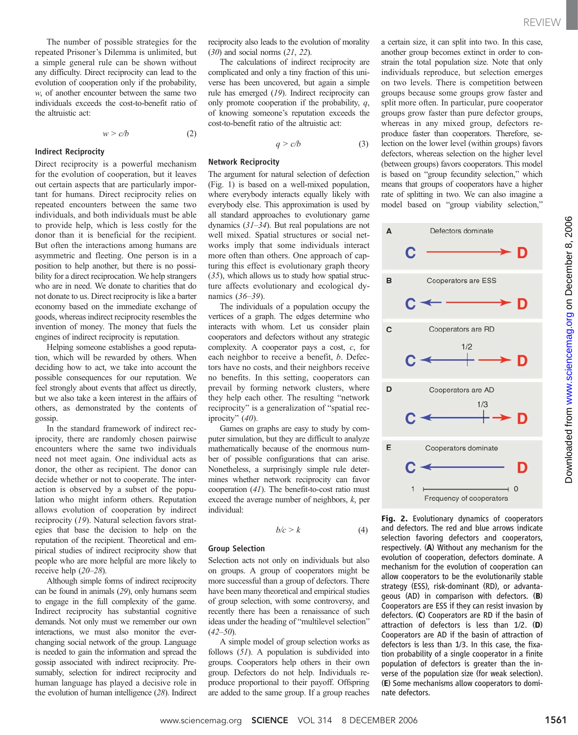The number of possible strategies for the repeated Prisoner's Dilemma is unlimited, but a simple general rule can be shown without any difficulty. Direct reciprocity can lead to the evolution of cooperation only if the probability, $w$, of another encounter between the same two individuals exceeds the cost-to-benefit ratio of the altruistic act:

$$w > c/b \qquad (2)$$

### Indirect Reciprocity

Direct reciprocity is a powerful mechanism for the evolution of cooperation, but it leaves out certain aspects that are particularly important for humans. Direct reciprocity relies on repeated encounters between the same two individuals, and both individuals must be able to provide help, which is less costly for the donor than it is beneficial for the recipient. But often the interactions among humans are asymmetric and fleeting. One person is in a position to help another, but there is no possibility for a direct reciprocation. We help strangers who are in need. We donate to charities that do not donate to us. Direct reciprocity is like a barter economy based on the immediate exchange of goods, whereas indirect reciprocity resembles the invention of money. The money that fuels the engines of indirect reciprocity is reputation.

Helping someone establishes a good reputation, which will be rewarded by others. When deciding how to act, we take into account the possible consequences for our reputation. We feel strongly about events that affect us directly, but we also take a keen interest in the affairs of others, as demonstrated by the contents of gossip.

In the standard framework of indirect reciprocity, there are randomly chosen pairwise encounters where the same two individuals need not meet again. One individual acts as donor, the other as recipient. The donor can decide whether or not to cooperate. The interaction is observed by a subset of the population who might inform others. Reputation allows evolution of cooperation by indirect reciprocity (*19*). Natural selection favors strategies that base the decision to help on the reputation of the recipient. Theoretical and empirical studies of indirect reciprocity show that people who are more helpful are more likely to receive help (*20–28*).

Although simple forms of indirect reciprocity can be found in animals (*29*), only humans seem to engage in the full complexity of the game. Indirect reciprocity has substantial cognitive demands. Not only must we remember our own interactions, we must also monitor the ever-changing social network of the group. Language is needed to gain the information and spread the gossip associated with indirect reciprocity. Presumably, selection for indirect reciprocity and human language has played a decisive role in the evolution of human intelligence (*28*). Indirect reciprocity also leads to the evolution of morality (*30*) and social norms (*21*, *22*).

The calculations of indirect reciprocity are complicated and only a tiny fraction of this universe has been uncovered, but again a simple rule has emerged (*19*). Indirect reciprocity can only promote cooperation if the probability, $q$, of knowing someone's reputation exceeds the cost-to-benefit ratio of the altruistic act:

$$q > c/b \qquad (3)$$

### Network Reciprocity

The argument for natural selection of defection (Fig. 1) is based on a well-mixed population, where everybody interacts equally likely with everybody else. This approximation is used by all standard approaches to evolutionary game dynamics (*31–34*). But real populations are not well mixed. Spatial structures or social networks imply that some individuals interact more often than others. One approach of capturing this effect is evolutionary graph theory (*35*), which allows us to study how spatial structure affects evolutionary and ecological dynamics (*36–39*).

The individuals of a population occupy the vertices of a graph. The edges determine who interacts with whom. Let us consider plain cooperators and defectors without any strategic complexity. A cooperator pays a cost, $c$, for each neighbor to receive a benefit, $b$. Defectors have no costs, and their neighbors receive no benefits. In this setting, cooperators can prevail by forming network clusters, where they help each other. The resulting "network reciprocity" is a generalization of "spatial reciprocity" (*40*).

Games on graphs are easy to study by computer simulation, but they are difficult to analyze mathematically because of the enormous number of possible configurations that can arise. Nonetheless, a surprisingly simple rule determines whether network reciprocity can favor cooperation (*41*). The benefit-to-cost ratio must exceed the average number of neighbors, $k$, per individual:

$$b/c > k \qquad (4)$$

### Group Selection

Selection acts not only on individuals but also on groups. A group of cooperators might be more successful than a group of defectors. There have been many theoretical and empirical studies of group selection, with some controversy, and recently there has been a renaissance of such ideas under the heading of "multilevel selection" (*42–50*).

A simple model of group selection works as follows (*51*). A population is subdivided into groups. Cooperators help others in their own group. Defectors do not help. Individuals reproduce proportional to their payoff. Offspring are added to the same group. If a group reaches a certain size, it can split into two. In this case, another group becomes extinct in order to constrain the total population size. Note that only individuals reproduce, but selection emerges on two levels. There is competition between groups because some groups grow faster and split more often. In particular, pure cooperator groups grow faster than pure defector groups, whereas in any mixed group, defectors reproduce faster than cooperators. Therefore, selection on the lower level (within groups) favors defectors, whereas selection on the higher level (between groups) favors cooperators. This model is based on "group fecundity selection," which means that groups of cooperators have a higher rate of splitting in two. We can also imagine a model based on "group viability selection,"

A Defectors dominate
C D

B Cooperators are ESS
C D

C Cooperators are RD
1/2
C D

D Cooperators are AD
1/3
C D

E Cooperators dominate
C D
1 0
Frequency of cooperators

**Fig. 2.** Evolutionary dynamics of cooperators and defectors. The red and blue arrows indicate selection favoring defectors and cooperators, respectively. (**A**) Without any mechanism for the evolution of cooperation, defectors dominate. A mechanism for the evolution of cooperation can allow cooperators to be the evolutionarily stable strategy (ESS), risk-dominant (RD), or advantageous (AD) in comparison with defectors. (**B**) Cooperators are ESS if they can resist invasion by defectors. (**C**) Cooperators are RD if the basin of attraction of defectors is less than 1/2. (**D**) Cooperators are AD if the basin of attraction of defectors is less than 1/3. In this case, the fixation probability of a single cooperator in a finite population of defectors is greater than the inverse of the population size (for weak selection). (**E**) Some mechanisms allow cooperators to dominate defectors.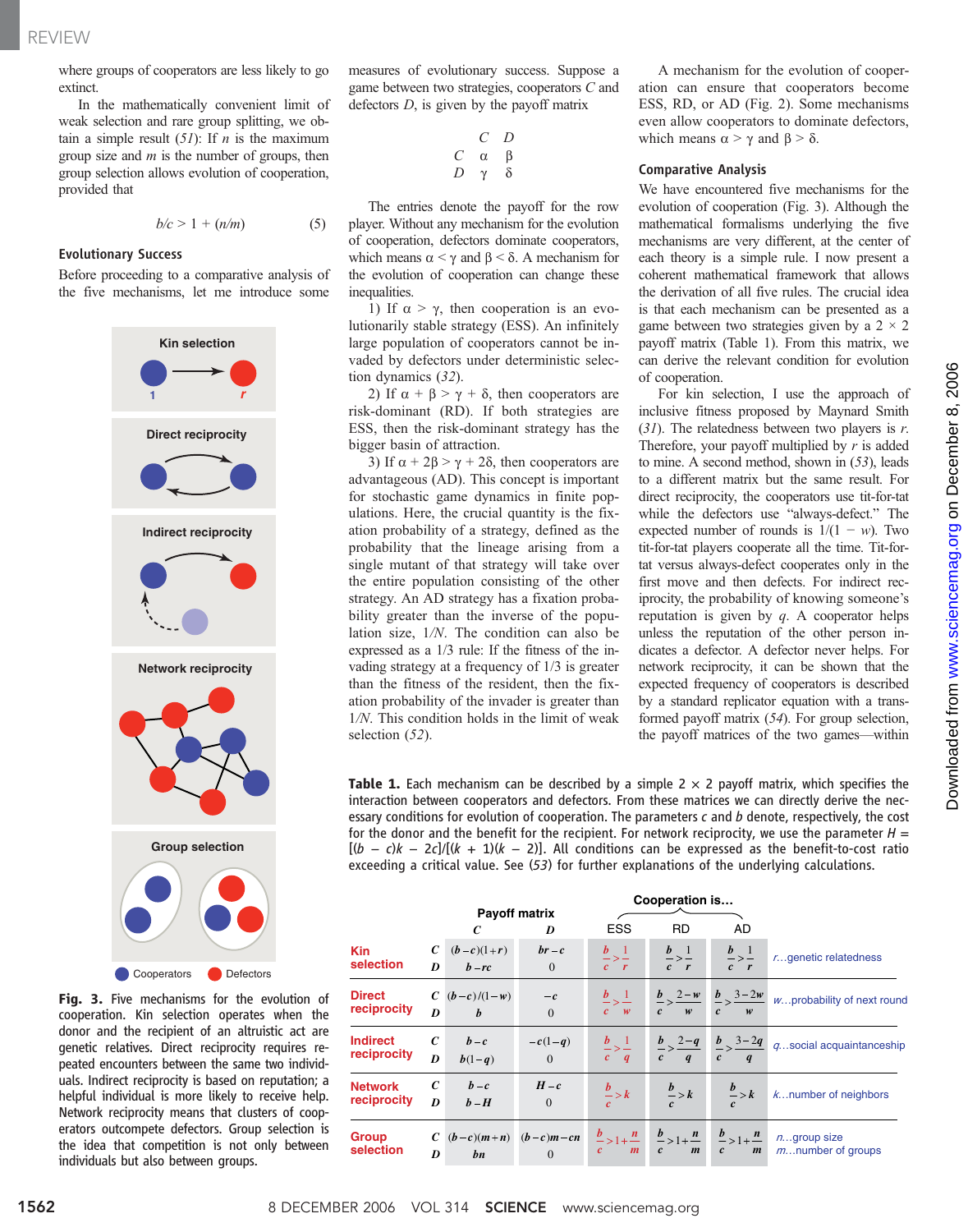where groups of cooperators are less likely to go extinct.

In the mathematically convenient limit of weak selection and rare group splitting, we obtain a simple result (*51*): If $n$ is the maximum group size and $m$ is the number of groups, then group selection allows evolution of cooperation, provided that

$$b/c > 1 + (n/m) \quad (5)$$

### Evolutionary Success

Before proceeding to a comparative analysis of the five mechanisms, let me introduce some measures of evolutionary success. Suppose a game between two strategies, cooperators $C$ and defectors $D$, is given by the payoff matrix

$$\begin{array}{ccc} & C & D \\ C & \alpha & \beta \\ D & \gamma & \delta \end{array}$$

The entries denote the payoff for the row player. Without any mechanism for the evolution of cooperation, defectors dominate cooperators, which means $\alpha < \gamma$ and $\beta < \delta$. A mechanism for the evolution of cooperation can change these inequalities.

1) If $\alpha > \gamma$, then cooperation is an evolutionarily stable strategy (ESS). An infinitely large population of cooperators cannot be invaded by defectors under deterministic selection dynamics (*32*).

2) If $\alpha + \beta > \gamma + \delta$, then cooperators are risk-dominant (RD). If both strategies are ESS, then the risk-dominant strategy has the bigger basin of attraction.

3) If $\alpha + 2\beta > \gamma + 2\delta$, then cooperators are advantageous (AD). This concept is important for stochastic game dynamics in finite populations. Here, the crucial quantity is the fixation probability of a strategy, defined as the probability that the lineage arising from a single mutant of that strategy will take over the entire population consisting of the other strategy. An AD strategy has a fixation probability greater than the inverse of the population size, $1/N$. The condition can also be expressed as a 1/3 rule: If the fitness of the invading strategy at a frequency of 1/3 is greater than the fitness of the resident, then the fixation probability of the invader is greater than $1/N$. This condition holds in the limit of weak selection (*52*).

A mechanism for the evolution of cooperation can ensure that cooperators become ESS, RD, or AD (Fig. 2). Some mechanisms even allow cooperators to dominate defectors, which means $\alpha > \gamma$ and $\beta > \delta$.

### Comparative Analysis

We have encountered five mechanisms for the evolution of cooperation (Fig. 3). Although the mathematical formalisms underlying the five mechanisms are very different, at the center of each theory is a simple rule. I now present a coherent mathematical framework that allows the derivation of all five rules. The crucial idea is that each mechanism can be presented as a game between two strategies given by a 2 × 2 payoff matrix (Table 1). From this matrix, we can derive the relevant condition for evolution of cooperation.

For kin selection, I use the approach of inclusive fitness proposed by Maynard Smith (*31*). The relatedness between two players is $r$. Therefore, your payoff multiplied by $r$ is added to mine. A second method, shown in (*53*), leads to a different matrix but the same result. For direct reciprocity, the cooperators use tit-for-tat while the defectors use "always-defect." The expected number of rounds is $1/(1 - w)$. Two tit-for-tat players cooperate all the time. Tit-for-tat versus always-defect cooperates only in the first move and then defects. For indirect reciprocity, the probability of knowing someone's reputation is given by $q$. A cooperator helps unless the reputation of the other person indicates a defector. A defector never helps. For network reciprocity, it can be shown that the expected frequency of cooperators is described by a standard replicator equation with a transformed payoff matrix (*54*). For group selection, the payoff matrices of the two games—within

**Fig. 3.** Five mechanisms for the evolution of cooperation. Kin selection operates when the donor and the recipient of an altruistic act are genetic relatives. Direct reciprocity requires repeated encounters between the same two individuals. Indirect reciprocity is based on reputation; a helpful individual is more likely to receive help. Network reciprocity means that clusters of cooperators outcompete defectors. Group selection is the idea that competition is not only between individuals but also between groups.

**Table 1.** Each mechanism can be described by a simple 2 × 2 payoff matrix, which specifies the interaction between cooperators and defectors. From these matrices we can directly derive the necessary conditions for evolution of cooperation. The parameters $c$ and $b$ denote, respectively, the cost for the donor and the benefit for the recipient. For network reciprocity, we use the parameter $H = [(b - c)k - 2c]/[(k + 1)(k - 2)]$. All conditions can be expressed as the benefit-to-cost ratio exceeding a critical value. See (*53*) for further explanations of the underlying calculations.

| Mechanism | | Payoff matrix C | Payoff matrix D | Cooperation is… ESS | RD | AD | |
|---|---|---|---|---|---|---|---|
| Kin selection | C | $(b-c)(1+r)$ | $br-c$ | $\frac{b}{c}>\frac{1}{r}$ | $\frac{b}{c}>\frac{1}{r}$ | $\frac{b}{c}>\frac{1}{r}$ | $r$…genetic relatedness |
| | D | $b-rc$ | 0 | | | | |
| Direct reciprocity | C | $(b-c)/(1-w)$ | $-c$ | $\frac{b}{c}>\frac{1}{w}$ | $\frac{b}{c}>\frac{2-w}{w}$ | $\frac{b}{c}>\frac{3-2w}{w}$ | $w$…probability of next round |
| | D | $b$ | 0 | | | | |
| Indirect reciprocity | C | $b-c$ | $-c(1-q)$ | $\frac{b}{c}>\frac{1}{q}$ | $\frac{b}{c}>\frac{2-q}{q}$ | $\frac{b}{c}>\frac{3-2q}{q}$ | $q$…social acquaintanceship |
| | D | $b(1-q)$ | 0 | | | | |
| Network reciprocity | C | $b-c$ | $H-c$ | $\frac{b}{c}>k$ | $\frac{b}{c}>k$ | $\frac{b}{c}>k$ | $k$…number of neighbors |
| | D | $b-H$ | 0 | | | | |
| Group selection | C | $(b-c)(m+n)$ | $(b-c)m-cn$ | $\frac{b}{c}>1+\frac{n}{m}$ | $\frac{b}{c}>1+\frac{n}{m}$ | $\frac{b}{c}>1+\frac{n}{m}$ | $n$…group size; $m$…number of groups |
| | D | $bn$ | 0 | | | | |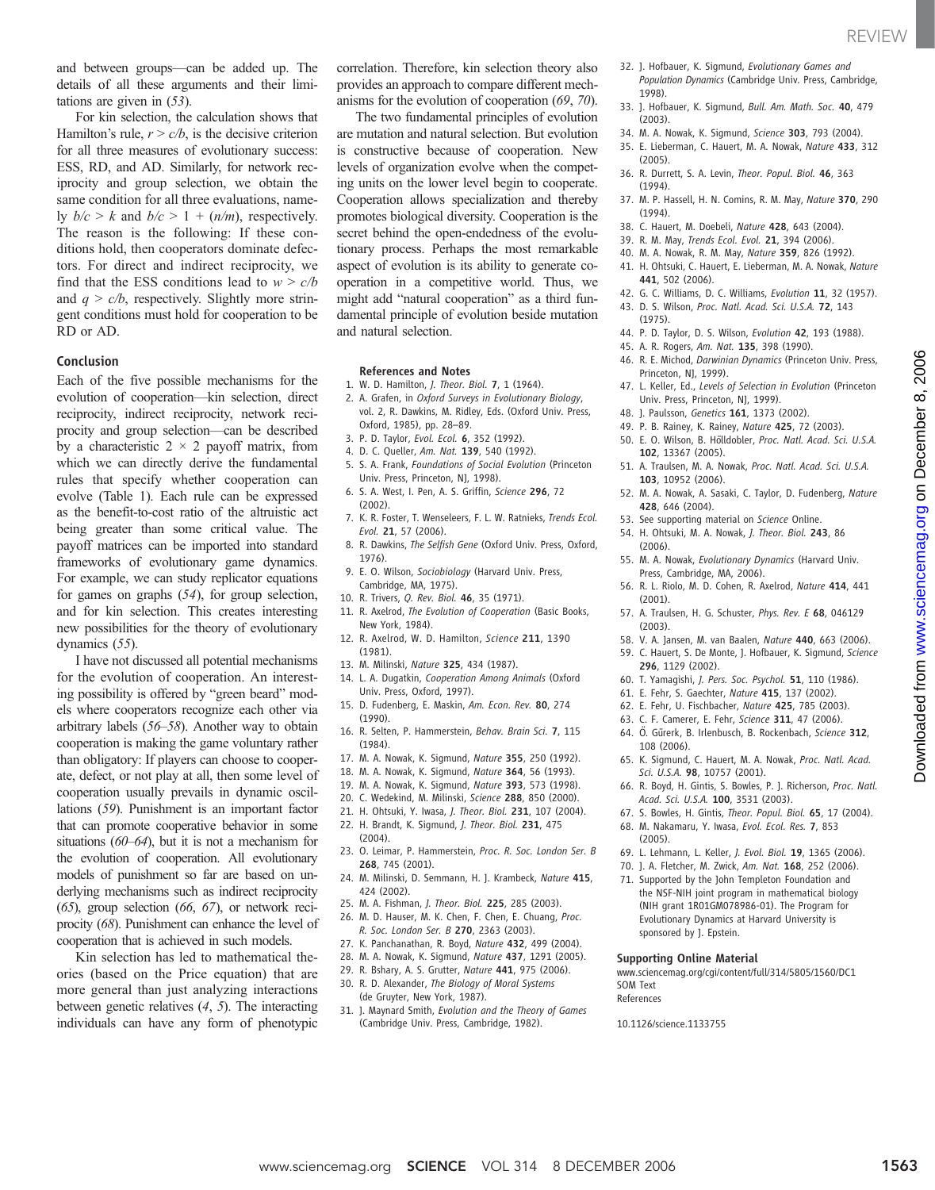and between groups—can be added up. The details of all these arguments and their limitations are given in (*53*).

For kin selection, the calculation shows that Hamilton's rule, $r > c/b$, is the decisive criterion for all three measures of evolutionary success: ESS, RD, and AD. Similarly, for network reciprocity and group selection, we obtain the same condition for all three evaluations, namely $b/c > k$ and $b/c > 1 + (n/m)$, respectively. The reason is the following: If these conditions hold, then cooperators dominate defectors. For direct and indirect reciprocity, we find that the ESS conditions lead to $w > c/b$ and $q > c/b$, respectively. Slightly more stringent conditions must hold for cooperation to be RD or AD.

## Conclusion

Each of the five possible mechanisms for the evolution of cooperation—kin selection, direct reciprocity, indirect reciprocity, network reciprocity and group selection—can be described by a characteristic $2 \times 2$ payoff matrix, from which we can directly derive the fundamental rules that specify whether cooperation can evolve (Table 1). Each rule can be expressed as the benefit-to-cost ratio of the altruistic act being greater than some critical value. The payoff matrices can be imported into standard frameworks of evolutionary game dynamics. For example, we can study replicator equations for games on graphs (*54*), for group selection, and for kin selection. This creates interesting new possibilities for the theory of evolutionary dynamics (*55*).

I have not discussed all potential mechanisms for the evolution of cooperation. An interesting possibility is offered by "green beard" models where cooperators recognize each other via arbitrary labels (*56–58*). Another way to obtain cooperation is making the game voluntary rather than obligatory: If players can choose to cooperate, defect, or not play at all, then some level of cooperation usually prevails in dynamic oscillations (*59*). Punishment is an important factor that can promote cooperative behavior in some situations (*60–64*), but it is not a mechanism for the evolution of cooperation. All evolutionary models of punishment so far are based on underlying mechanisms such as indirect reciprocity (*65*), group selection (*66*, *67*), or network reciprocity (*68*). Punishment can enhance the level of cooperation that is achieved in such models.

Kin selection has led to mathematical theories (based on the Price equation) that are more general than just analyzing interactions between genetic relatives (*4*, *5*). The interacting individuals can have any form of phenotypic correlation. Therefore, kin selection theory also provides an approach to compare different mechanisms for the evolution of cooperation (*69*, *70*).

The two fundamental principles of evolution are mutation and natural selection. But evolution is constructive because of cooperation. New levels of organization evolve when the competing units on the lower level begin to cooperate. Cooperation allows specialization and thereby promotes biological diversity. Cooperation is the secret behind the open-endedness of the evolutionary process. Perhaps the most remarkable aspect of evolution is its ability to generate cooperation in a competitive world. Thus, we might add "natural cooperation" as a third fundamental principle of evolution beside mutation and natural selection.

### References and Notes

1. W. D. Hamilton, *J. Theor. Biol.* **7**, 1 (1964).
2. A. Grafen, in *Oxford Surveys in Evolutionary Biology*, vol. 2, R. Dawkins, M. Ridley, Eds. (Oxford Univ. Press, Oxford, 1985), pp. 28–89.
3. P. D. Taylor, *Evol. Ecol.* **6**, 352 (1992).
4. D. C. Queller, *Am. Nat.* **139**, 540 (1992).
5. S. A. Frank, *Foundations of Social Evolution* (Princeton Univ. Press, Princeton, NJ, 1998).
6. S. A. West, I. Pen, A. S. Griffin, *Science* **296**, 72 (2002).
7. K. R. Foster, T. Wenseleers, F. L. W. Ratnieks, *Trends Ecol. Evol.* **21**, 57 (2006).
8. R. Dawkins, *The Selfish Gene* (Oxford Univ. Press, Oxford, 1976).
9. E. O. Wilson, *Sociobiology* (Harvard Univ. Press, Cambridge, MA, 1975).
10. R. Trivers, *Q. Rev. Biol.* **46**, 35 (1971).
11. R. Axelrod, *The Evolution of Cooperation* (Basic Books, New York, 1984).
12. R. Axelrod, W. D. Hamilton, *Science* **211**, 1390 (1981).
13. M. Milinski, *Nature* **325**, 434 (1987).
14. L. A. Dugatkin, *Cooperation Among Animals* (Oxford Univ. Press, Oxford, 1997).
15. D. Fudenberg, E. Maskin, *Am. Econ. Rev.* **80**, 274 (1990).
16. R. Selten, P. Hammerstein, *Behav. Brain Sci.* **7**, 115 (1984).
17. M. A. Nowak, K. Sigmund, *Nature* **355**, 250 (1992).
18. M. A. Nowak, K. Sigmund, *Nature* **364**, 56 (1993).
19. M. A. Nowak, K. Sigmund, *Nature* **393**, 573 (1998).
20. C. Wedekind, M. Milinski, *Science* **288**, 850 (2000).
21. H. Ohtsuki, Y. Iwasa, *J. Theor. Biol.* **231**, 107 (2004).
22. H. Brandt, K. Sigmund, *J. Theor. Biol.* **231**, 475 (2004).
23. O. Leimar, P. Hammerstein, *Proc. R. Soc. London Ser. B* **268**, 745 (2001).
24. M. Milinski, D. Semmann, H. J. Krambeck, *Nature* **415**, 424 (2002).
25. M. A. Fishman, *J. Theor. Biol.* **225**, 285 (2003).
26. M. D. Hauser, M. K. Chen, F. Chen, E. Chuang, *Proc. R. Soc. London Ser. B* **270**, 2363 (2003).
27. K. Panchanathan, R. Boyd, *Nature* **432**, 499 (2004).
28. M. A. Nowak, K. Sigmund, *Nature* **437**, 1291 (2005).
29. R. Bshary, A. S. Grutter, *Nature* **441**, 975 (2006).
30. R. D. Alexander, *The Biology of Moral Systems* (de Gruyter, New York, 1987).
31. J. Maynard Smith, *Evolution and the Theory of Games* (Cambridge Univ. Press, Cambridge, 1982).
32. J. Hofbauer, K. Sigmund, *Evolutionary Games and Population Dynamics* (Cambridge Univ. Press, Cambridge, 1998).
33. J. Hofbauer, K. Sigmund, *Bull. Am. Math. Soc.* **40**, 479 (2003).
34. M. A. Nowak, K. Sigmund, *Science* **303**, 793 (2004).
35. E. Lieberman, C. Hauert, M. A. Nowak, *Nature* **433**, 312 (2005).
36. R. Durrett, S. A. Levin, *Theor. Popul. Biol.* **46**, 363 (1994).
37. M. P. Hassell, H. N. Comins, R. M. May, *Nature* **370**, 290 (1994).
38. C. Hauert, M. Doebeli, *Nature* **428**, 643 (2004).
39. R. M. May, *Trends Ecol. Evol.* **21**, 394 (2006).
40. M. A. Nowak, R. M. May, *Nature* **359**, 826 (1992).
41. H. Ohtsuki, C. Hauert, E. Lieberman, M. A. Nowak, *Nature* **441**, 502 (2006).
42. G. C. Williams, D. C. Williams, *Evolution* **11**, 32 (1957).
43. D. S. Wilson, *Proc. Natl. Acad. Sci. U.S.A.* **72**, 143 (1975).
44. P. D. Taylor, D. S. Wilson, *Evolution* **42**, 193 (1988).
45. A. R. Rogers, *Am. Nat.* **135**, 398 (1990).
46. R. E. Michod, *Darwinian Dynamics* (Princeton Univ. Press, Princeton, NJ, 1999).
47. L. Keller, Ed., *Levels of Selection in Evolution* (Princeton Univ. Press, Princeton, NJ, 1999).
48. J. Paulsson, *Genetics* **161**, 1373 (2002).
49. P. B. Rainey, K. Rainey, *Nature* **425**, 72 (2003).
50. E. O. Wilson, B. Hölldobler, *Proc. Natl. Acad. Sci. U.S.A.* **102**, 13367 (2005).
51. A. Traulsen, M. A. Nowak, *Proc. Natl. Acad. Sci. U.S.A.* **103**, 10952 (2006).
52. M. A. Nowak, A. Sasaki, C. Taylor, D. Fudenberg, *Nature* **428**, 646 (2004).
53. See supporting material on *Science* Online.
54. H. Ohtsuki, M. A. Nowak, *J. Theor. Biol.* **243**, 86 (2006).
55. M. A. Nowak, *Evolutionary Dynamics* (Harvard Univ. Press, Cambridge, MA, 2006).
56. R. L. Riolo, M. D. Cohen, R. Axelrod, *Nature* **414**, 441 (2001).
57. A. Traulsen, H. G. Schuster, *Phys. Rev. E* **68**, 046129 (2003).
58. V. A. Jansen, M. van Baalen, *Nature* **440**, 663 (2006).
59. C. Hauert, S. De Monte, J. Hofbauer, K. Sigmund, *Science* **296**, 1129 (2002).
60. T. Yamagishi, *J. Pers. Soc. Psychol.* **51**, 110 (1986).
61. E. Fehr, S. Gaechter, *Nature* **415**, 137 (2002).
62. E. Fehr, U. Fischbacher, *Nature* **425**, 785 (2003).
63. C. F. Camerer, E. Fehr, *Science* **311**, 47 (2006).
64. Ö. Gürerk, B. Irlenbusch, B. Rockenbach, *Science* **312**, 108 (2006).
65. K. Sigmund, C. Hauert, M. A. Nowak, *Proc. Natl. Acad. Sci. U.S.A.* **98**, 10757 (2001).
66. R. Boyd, H. Gintis, S. Bowles, P. J. Richerson, *Proc. Natl. Acad. Sci. U.S.A.* **100**, 3531 (2003).
67. S. Bowles, H. Gintis, *Theor. Popul. Biol.* **65**, 17 (2004).
68. M. Nakamaru, Y. Iwasa, *Evol. Ecol. Res.* **7**, 853 (2005).
69. L. Lehmann, L. Keller, *J. Evol. Biol.* **19**, 1365 (2006).
70. J. A. Fletcher, M. Zwick, *Am. Nat.* **168**, 252 (2006).
71. Supported by the John Templeton Foundation and the NSF-NIH joint program in mathematical biology (NIH grant 1R01GM078986-01). The Program for Evolutionary Dynamics at Harvard University is sponsored by J. Epstein.

### Supporting Online Material

www.sciencemag.org/cgi/content/full/314/5805/1560/DC1
SOM Text
References

10.1126/science.1133755